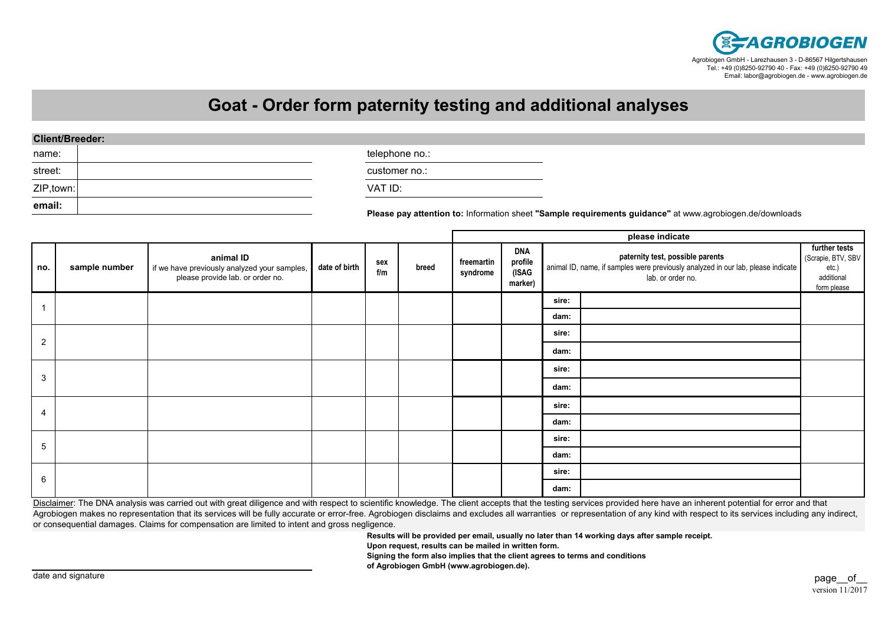AGROBIOGEN

Agrobiogen GmbH - Larezhausen 3 - D-86567 Hilgertshausen
Tel.: +49 (0)8250-92790 40 - Fax: +49 (0)8250-92790 49
Email: labor@agrobiogen.de - www.agrobiogen.de

# Goat - Order form paternity testing and additional analyses

**Client/Breeder:**

| | | | |
|---|---|---|---|
| name: | | telephone no.: | |
| street: | | customer no.: | |
| ZIP,town: | | VAT ID: | |
| **email:** | | | |

**Please pay attention to:** Information sheet **"Sample requirements guidance"** at www.agrobiogen.de/downloads

| | | | | | | please indicate | | | | |
|---|---|---|---|---|---|---|---|---|---|---|
| **no.** | **sample number** | **animal ID** if we have previously analyzed your samples, please provide lab. or order no. | **date of birth** | **sex f/m** | **breed** | **freemartin syndrome** | **DNA profile (ISAG marker)** | **paternity test, possible parents** animal ID, name, if samples were previously analyzed in our lab, please indicate lab. or order no. | | **further tests** (Scrapie, BTV, SBV etc.) additional form please |
| 1 | | | | | | | | sire: | | |
| | | | | | | | | dam: | | |
| 2 | | | | | | | | sire: | | |
| | | | | | | | | dam: | | |
| 3 | | | | | | | | sire: | | |
| | | | | | | | | dam: | | |
| 4 | | | | | | | | sire: | | |
| | | | | | | | | dam: | | |
| 5 | | | | | | | | sire: | | |
| | | | | | | | | dam: | | |
| 6 | | | | | | | | sire: | | |
| | | | | | | | | dam: | | |

Disclaimer: The DNA analysis was carried out with great diligence and with respect to scientific knowledge. The client accepts that the testing services provided here have an inherent potential for error and that Agrobiogen makes no representation that its services will be fully accurate or error-free. Agrobiogen disclaims and excludes all warranties or representation of any kind with respect to its services including any indirect, or consequential damages. Claims for compensation are limited to intent and gross negligence.

**Results will be provided per email, usually no later than 14 working days after sample receipt.**
**Upon request, results can be mailed in written form.**
**Signing the form also implies that the client agrees to terms and conditions of Agrobiogen GmbH (www.agrobiogen.de).**

date and signature

page__of__

version 11/2017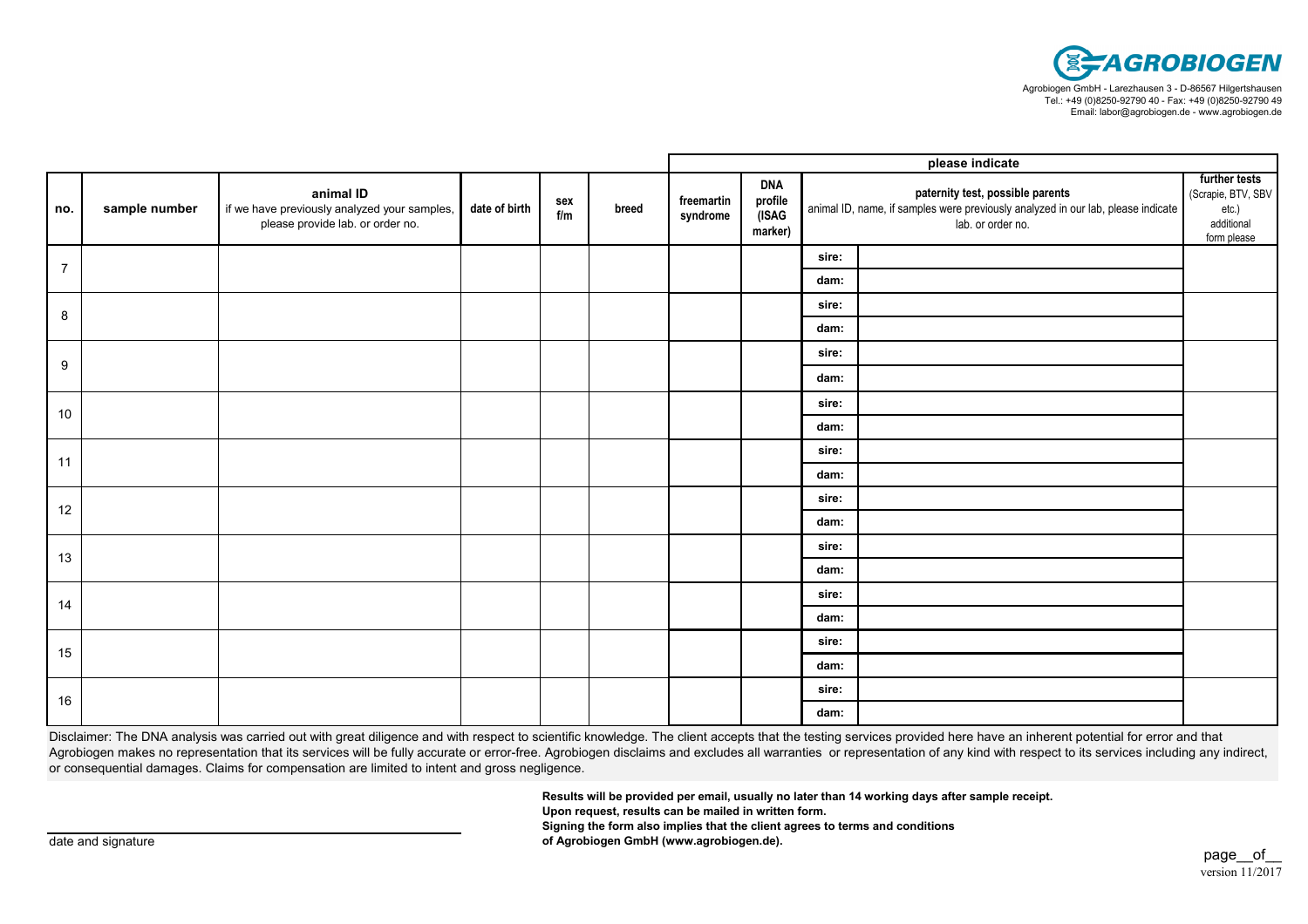**AGROBIOGEN**

Agrobiogen GmbH - Larezhausen 3 - D-86567 Hilgertshausen
Tel.: +49 (0)8250-92790 40 - Fax: +49 (0)8250-92790 49
Email: labor@agrobiogen.de - www.agrobiogen.de

| | | | | | | please indicate | | | | |
|---|---|---|---|---|---|---|---|---|---|---|
| **no.** | **sample number** | **animal ID** if we have previously analyzed your samples, please provide lab. or order no. | **date of birth** | **sex f/m** | **breed** | **freemartin syndrome** | **DNA profile (ISAG marker)** | **paternity test, possible parents** animal ID, name, if samples were previously analyzed in our lab, please indicate lab. or order no. | | **further tests** (Scrapie, BTV, SBV etc.) additional form please |
| 7 | | | | | | | | **sire:** | | |
| | | | | | | | | **dam:** | | |
| 8 | | | | | | | | **sire:** | | |
| | | | | | | | | **dam:** | | |
| 9 | | | | | | | | **sire:** | | |
| | | | | | | | | **dam:** | | |
| 10 | | | | | | | | **sire:** | | |
| | | | | | | | | **dam:** | | |
| 11 | | | | | | | | **sire:** | | |
| | | | | | | | | **dam:** | | |
| 12 | | | | | | | | **sire:** | | |
| | | | | | | | | **dam:** | | |
| 13 | | | | | | | | **sire:** | | |
| | | | | | | | | **dam:** | | |
| 14 | | | | | | | | **sire:** | | |
| | | | | | | | | **dam:** | | |
| 15 | | | | | | | | **sire:** | | |
| | | | | | | | | **dam:** | | |
| 16 | | | | | | | | **sire:** | | |
| | | | | | | | | **dam:** | | |

Disclaimer: The DNA analysis was carried out with great diligence and with respect to scientific knowledge. The client accepts that the testing services provided here have an inherent potential for error and that Agrobiogen makes no representation that its services will be fully accurate or error-free. Agrobiogen disclaims and excludes all warranties or representation of any kind with respect to its services including any indirect, or consequential damages. Claims for compensation are limited to intent and gross negligence.

**Results will be provided per email, usually no later than 14 working days after sample receipt.**
**Upon request, results can be mailed in written form.**
**Signing the form also implies that the client agrees to terms and conditions of Agrobiogen GmbH (www.agrobiogen.de).**

date and signature

page\_\_of\_\_

version 11/2017